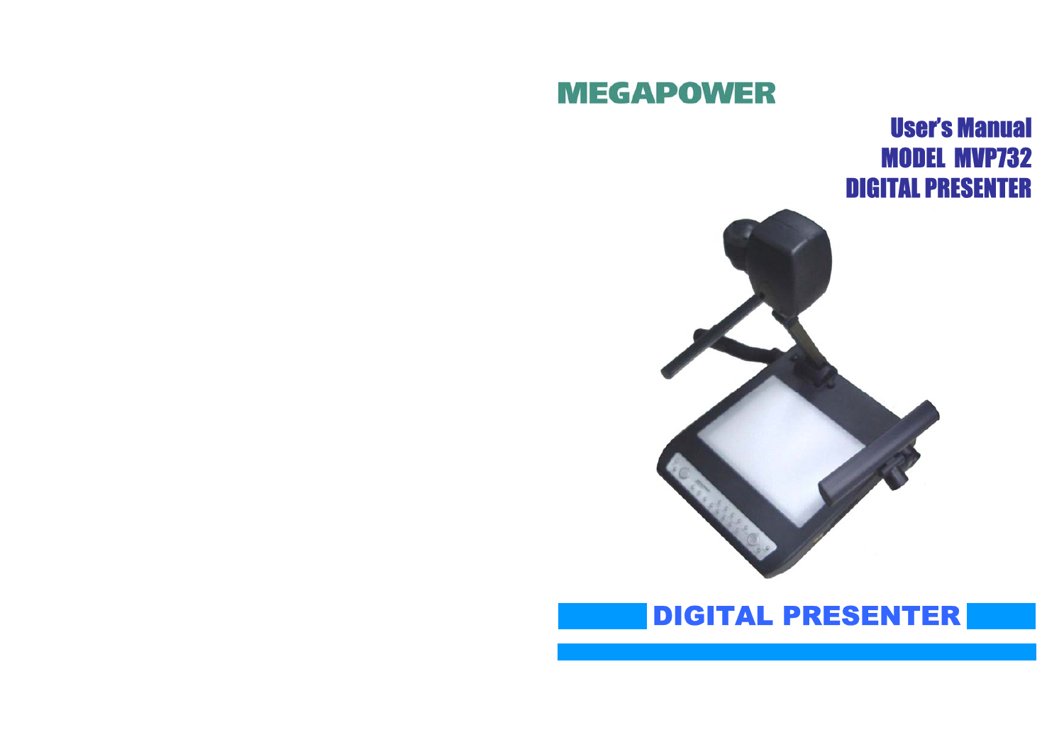# MEGAPOWER

## User's Manual
## MODEL MVP732
## DIGITAL PRESENTER

DIGITAL PRESENTER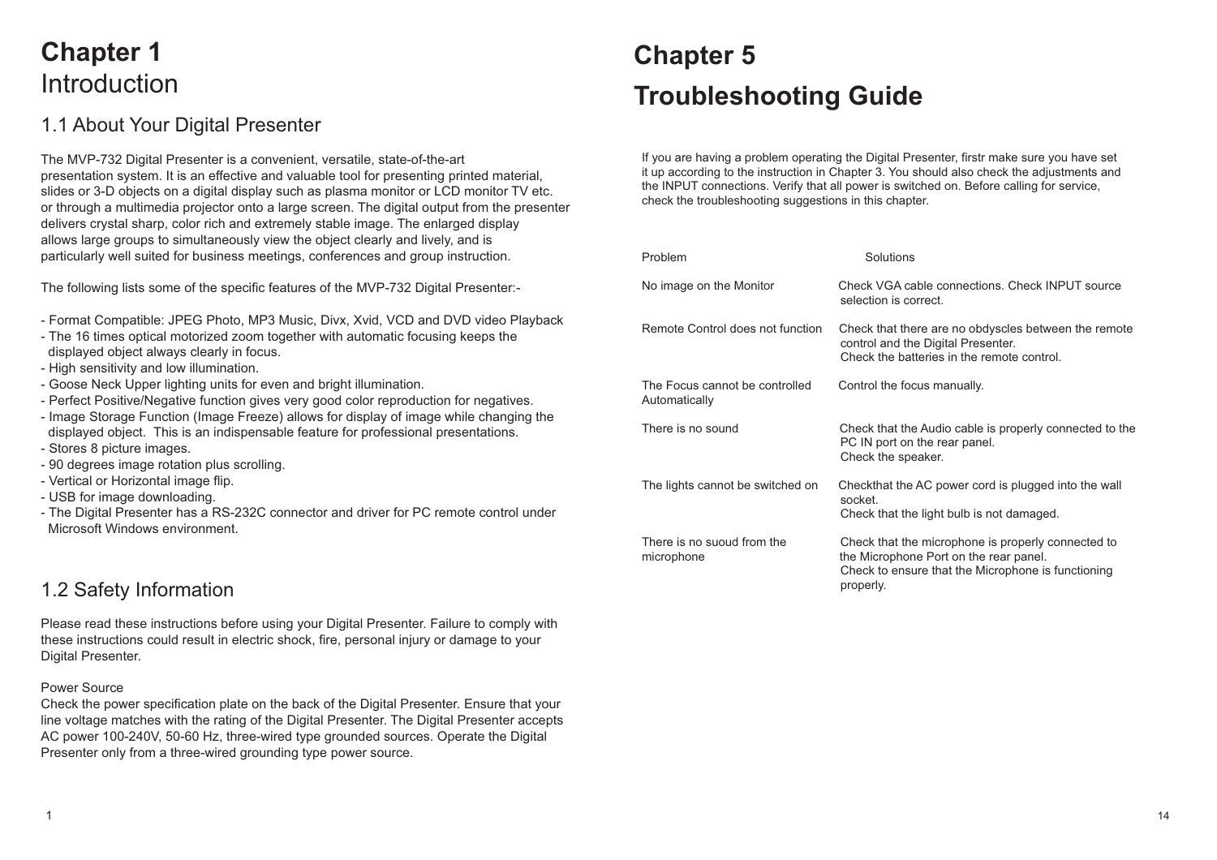# Chapter 1
# Introduction

## 1.1 About Your Digital Presenter

The MVP-732 Digital Presenter is a convenient, versatile, state-of-the-art presentation system. It is an effective and valuable tool for presenting printed material, slides or 3-D objects on a digital display such as plasma monitor or LCD monitor TV etc. or through a multimedia projector onto a large screen. The digital output from the presenter delivers crystal sharp, color rich and extremely stable image. The enlarged display allows large groups to simultaneously view the object clearly and lively, and is particularly well suited for business meetings, conferences and group instruction.

The following lists some of the specific features of the MVP-732 Digital Presenter:-

- Format Compatible: JPEG Photo, MP3 Music, Divx, Xvid, VCD and DVD video Playback
- The 16 times optical motorized zoom together with automatic focusing keeps the displayed object always clearly in focus.
- High sensitivity and low illumination.
- Goose Neck Upper lighting units for even and bright illumination.
- Perfect Positive/Negative function gives very good color reproduction for negatives.
- Image Storage Function (Image Freeze) allows for display of image while changing the displayed object. This is an indispensable feature for professional presentations.
- Stores 8 picture images.
- 90 degrees image rotation plus scrolling.
- Vertical or Horizontal image flip.
- USB for image downloading.
- The Digital Presenter has a RS-232C connector and driver for PC remote control under Microsoft Windows environment.

## 1.2 Safety Information

Please read these instructions before using your Digital Presenter. Failure to comply with these instructions could result in electric shock, fire, personal injury or damage to your Digital Presenter.

Power Source

Check the power specification plate on the back of the Digital Presenter. Ensure that your line voltage matches with the rating of the Digital Presenter. The Digital Presenter accepts AC power 100-240V, 50-60 Hz, three-wired type grounded sources. Operate the Digital Presenter only from a three-wired grounding type power source.

# Chapter 5
# Troubleshooting Guide

If you are having a problem operating the Digital Presenter, firstr make sure you have set it up according to the instruction in Chapter 3. You should also check the adjustments and the INPUT connections. Verify that all power is switched on. Before calling for service, check the troubleshooting suggestions in this chapter.

| Problem | Solutions |
|---|---|
| No image on the Monitor | Check VGA cable connections. Check INPUT source selection is correct. |
| Remote Control does not function | Check that there are no obdyscles between the remote control and the Digital Presenter.<br>Check the batteries in the remote control. |
| The Focus cannot be controlled Automatically | Control the focus manually. |
| There is no sound | Check that the Audio cable is properly connected to the PC IN port on the rear panel.<br>Check the speaker. |
| The lights cannot be switched on | Checkthat the AC power cord is plugged into the wall socket.<br>Check that the light bulb is not damaged. |
| There is no suoud from the microphone | Check that the microphone is properly connected to the Microphone Port on the rear panel.<br>Check to ensure that the Microphone is functioning properly. |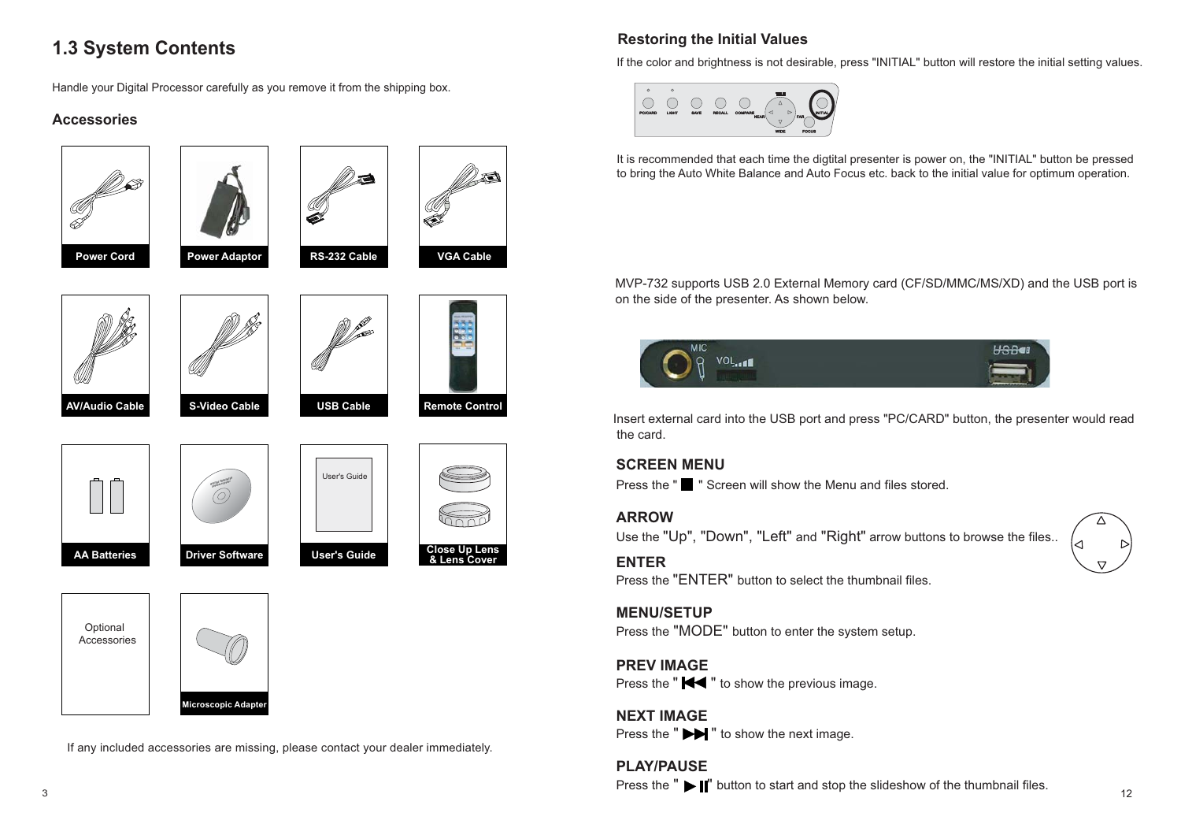## 1.3 System Contents

Handle your Digital Processor carefully as you remove it from the shipping box.

### Accessories

- Power Cord
- Power Adaptor
- RS-232 Cable
- VGA Cable
- AV/Audio Cable
- S-Video Cable
- USB Cable
- Remote Control
- AA Batteries
- Driver Software
- User's Guide
- Close Up Lens & Lens Cover
- Optional Accessories
- Microscopic Adapter

If any included accessories are missing, please contact your dealer immediately.

### Restoring the Initial Values

If the color and brightness is not desirable, press "INITIAL" button will restore the initial setting values.

It is recommended that each time the digtital presenter is power on, the "INITIAL" button be pressed to bring the Auto White Balance and Auto Focus etc. back to the initial value for optimum operation.

MVP-732 supports USB 2.0 External Memory card (CF/SD/MMC/MS/XD) and the USB port is on the side of the presenter. As shown below.

Insert external card into the USB port and press "PC/CARD" button, the presenter would read the card.

**SCREEN MENU**

Press the " ■ " Screen will show the Menu and files stored.

**ARROW**

Use the "Up", "Down", "Left" and "Right" arrow buttons to browse the files..

**ENTER**

Press the "ENTER" button to select the thumbnail files.

**MENU/SETUP**

Press the "MODE" button to enter the system setup.

**PREV IMAGE**

Press the " ⏮ " to show the previous image.

**NEXT IMAGE**

Press the " ⏭ " to show the next image.

**PLAY/PAUSE**

Press the " ▶❚❚" button to start and stop the slideshow of the thumbnail files.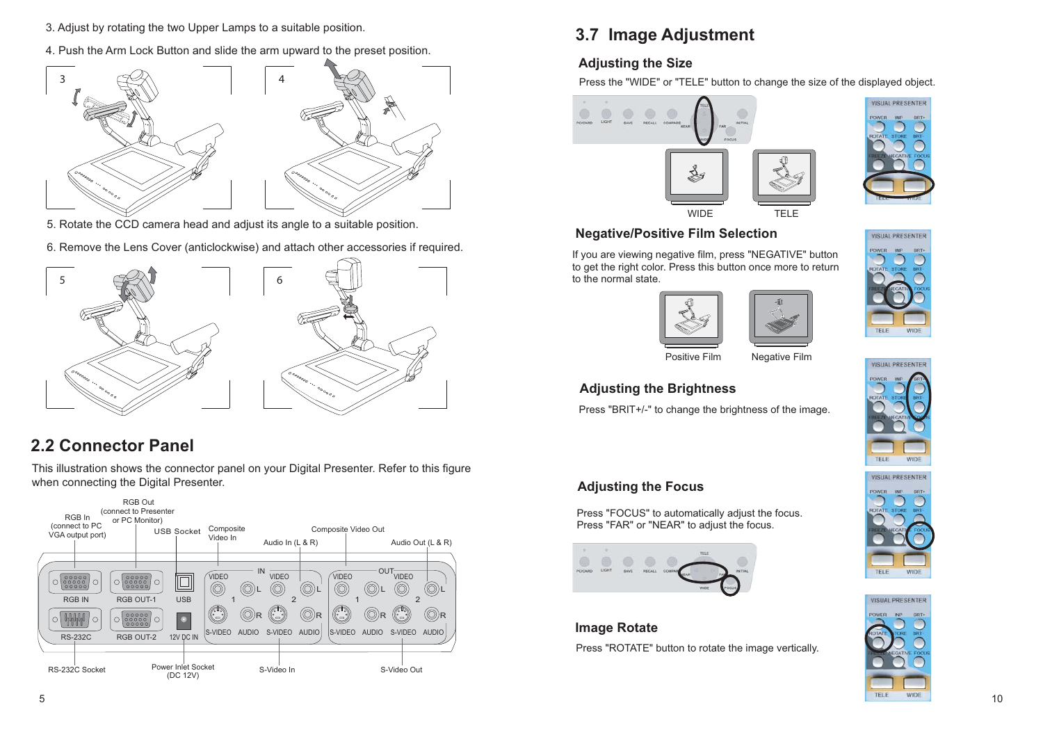3. Adjust by rotating the two Upper Lamps to a suitable position.

4. Push the Arm Lock Button and slide the arm upward to the preset position.

5. Rotate the CCD camera head and adjust its angle to a suitable position.

6. Remove the Lens Cover (anticlockwise) and attach other accessories if required.

## 2.2 Connector Panel

This illustration shows the connector panel on your Digital Presenter. Refer to this figure when connecting the Digital Presenter.

RGB In (connect to PC VGA output port)
RGB Out (connect to Presenter or PC Monitor)
USB Socket
Composite Video In
Audio In (L & R)
Composite Video Out
Audio Out (L & R)
RS-232C Socket
Power Inlet Socket (DC 12V)
S-Video In
S-Video Out

## 3.7 Image Adjustment

### Adjusting the Size

Press the "WIDE" or "TELE" button to change the size of the displayed object.

WIDE　　TELE

### Negative/Positive Film Selection

If you are viewing negative film, press "NEGATIVE" button to get the right color. Press this button once more to return to the normal state.

Positive Film　　Negative Film

### Adjusting the Brightness

Press "BRIT+/-" to change the brightness of the image.

### Adjusting the Focus

Press "FOCUS" to automatically adjust the focus.
Press "FAR" or "NEAR" to adjust the focus.

### Image Rotate

Press "ROTATE" button to rotate the image vertically.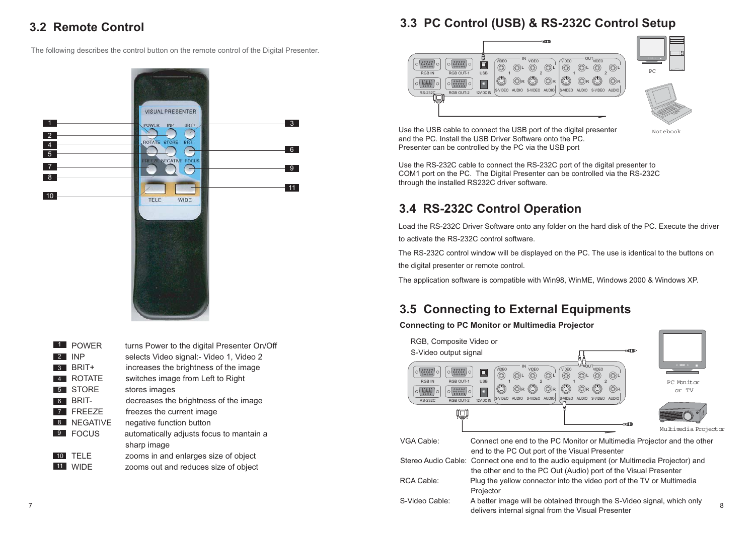## 3.2 Remote Control

The following describes the control button on the remote control of the Digital Presenter.

| No. | Button | Description |
|---|---|---|
| 1 | POWER | turns Power to the digital Presenter On/Off |
| 2 | INP | selects Video signal:- Video 1, Video 2 |
| 3 | BRIT+ | increases the brightness of the image |
| 4 | ROTATE | switches image from Left to Right |
| 5 | STORE | stores images |
| 6 | BRIT- | decreases the brightness of the image |
| 7 | FREEZE | freezes the current image |
| 8 | NEGATIVE | negative function button |
| 9 | FOCUS | automatically adjusts focus to mantain a sharp image |
| 10 | TELE | zooms in and enlarges size of object |
| 11 | WIDE | zooms out and reduces size of object |

## 3.3 PC Control (USB) & RS-232C Control Setup

Use the USB cable to connect the USB port of the digital presenter and the PC. Install the USB Driver Software onto the PC. Presenter can be controlled by the PC via the USB port

Use the RS-232C cable to connect the RS-232C port of the digital presenter to COM1 port on the PC. The Digital Presenter can be controlled via the RS-232C through the installed RS232C driver software.

## 3.4 RS-232C Control Operation

Load the RS-232C Driver Software onto any folder on the hard disk of the PC. Execute the driver to activate the RS-232C control software.

The RS-232C control window will be displayed on the PC. The use is identical to the buttons on the digital presenter or remote control.

The application software is compatible with Win98, WinME, Windows 2000 & Windows XP.

## 3.5 Connecting to External Equipments

**Connecting to PC Monitor or Multimedia Projector**

RGB, Composite Video or S-Video output signal

| | |
|---|---|
| VGA Cable: | Connect one end to the PC Monitor or Multimedia Projector and the other end to the PC Out port of the Visual Presenter |
| Stereo Audio Cable: | Connect one end to the audio equipment (or Multimedia Projector) and the other end to the PC Out (Audio) port of the Visual Presenter |
| RCA Cable: | Plug the yellow connector into the video port of the TV or Multimedia Projector |
| S-Video Cable: | A better image will be obtained through the S-Video signal, which only delivers internal signal from the Visual Presenter |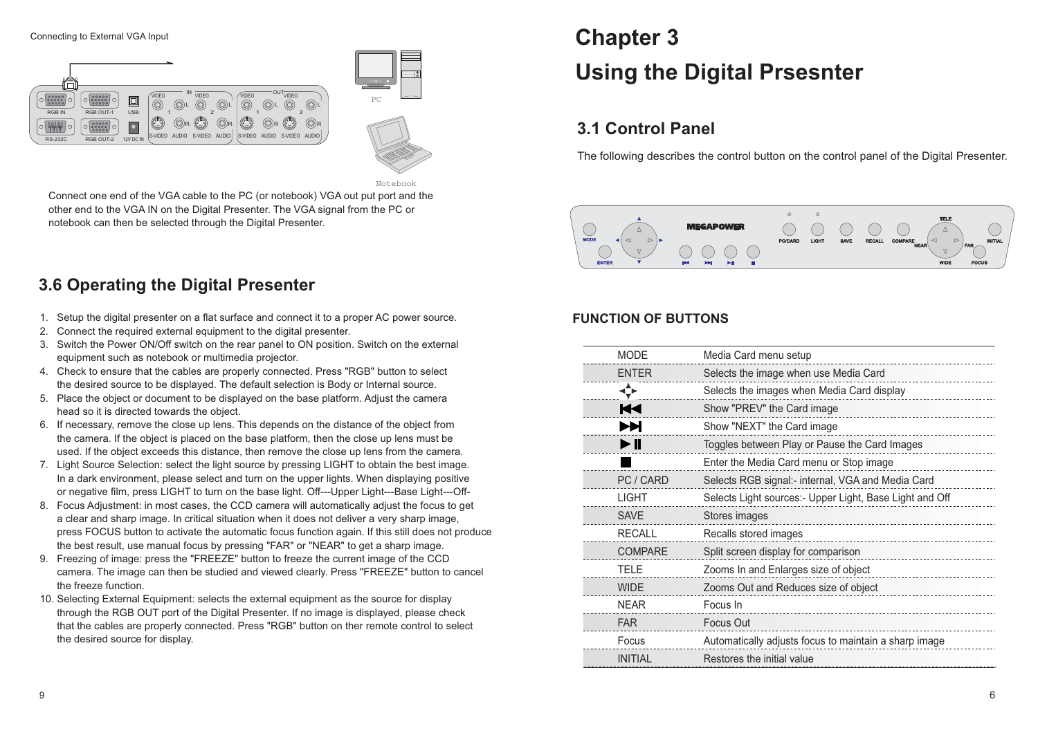Connecting to External VGA Input

Connect one end of the VGA cable to the PC (or notebook) VGA out put port and the other end to the VGA IN on the Digital Presenter. The VGA signal from the PC or notebook can then be selected through the Digital Presenter.

## 3.6 Operating the Digital Presenter

1. Setup the digital presenter on a flat surface and connect it to a proper AC power source.
2. Connect the required external equipment to the digital presenter.
3. Switch the Power ON/Off switch on the rear panel to ON position. Switch on the external equipment such as notebook or multimedia projector.
4. Check to ensure that the cables are properly connected. Press "RGB" button to select the desired source to be displayed. The default selection is Body or Internal source.
5. Place the object or document to be displayed on the base platform. Adjust the camera head so it is directed towards the object.
6. If necessary, remove the close up lens. This depends on the distance of the object from the camera. If the object is placed on the base platform, then the close up lens must be used. If the object exceeds this distance, then remove the close up lens from the camera.
7. Light Source Selection: select the light source by pressing LIGHT to obtain the best image. In a dark environment, please select and turn on the upper lights. When displaying positive or negative film, press LIGHT to turn on the base light. Off---Upper Light---Base Light---Off-
8. Focus Adjustment: in most cases, the CCD camera will automatically adjust the focus to get a clear and sharp image. In critical situation when it does not deliver a very sharp image, press FOCUS button to activate the automatic focus function again. If this still does not produce the best result, use manual focus by pressing "FAR" or "NEAR" to get a sharp image.
9. Freezing of image: press the "FREEZE" button to freeze the current image of the CCD camera. The image can then be studied and viewed clearly. Press "FREEZE" button to cancel the freeze function.
10. Selecting External Equipment: selects the external equipment as the source for display through the RGB OUT port of the Digital Presenter. If no image is displayed, please check that the cables are properly connected. Press "RGB" button on ther remote control to select the desired source for display.

# Chapter 3

# Using the Digital Prsesnter

## 3.1 Control Panel

The following describes the control button on the control panel of the Digital Presenter.

### FUNCTION OF BUTTONS

| | |
|---|---|
| MODE | Media Card menu setup |
| ENTER | Selects the image when use Media Card |
| ◄▲►▼ | Selects the images when Media Card display |
| ⏮ | Show "PREV" the Card image |
| ⏭ | Show "NEXT" the Card image |
| ▶❚❚ | Toggles between Play or Pause the Card Images |
| ■ | Enter the Media Card menu or Stop image |
| PC / CARD | Selects RGB signal:- internal, VGA and Media Card |
| LIGHT | Selects Light sources:- Upper Light, Base Light and Off |
| SAVE | Stores images |
| RECALL | Recalls stored images |
| COMPARE | Split screen display for comparison |
| TELE | Zooms In and Enlarges size of object |
| WIDE | Zooms Out and Reduces size of object |
| NEAR | Focus In |
| FAR | Focus Out |
| Focus | Automatically adjusts focus to maintain a sharp image |
| INITIAL | Restores the initial value |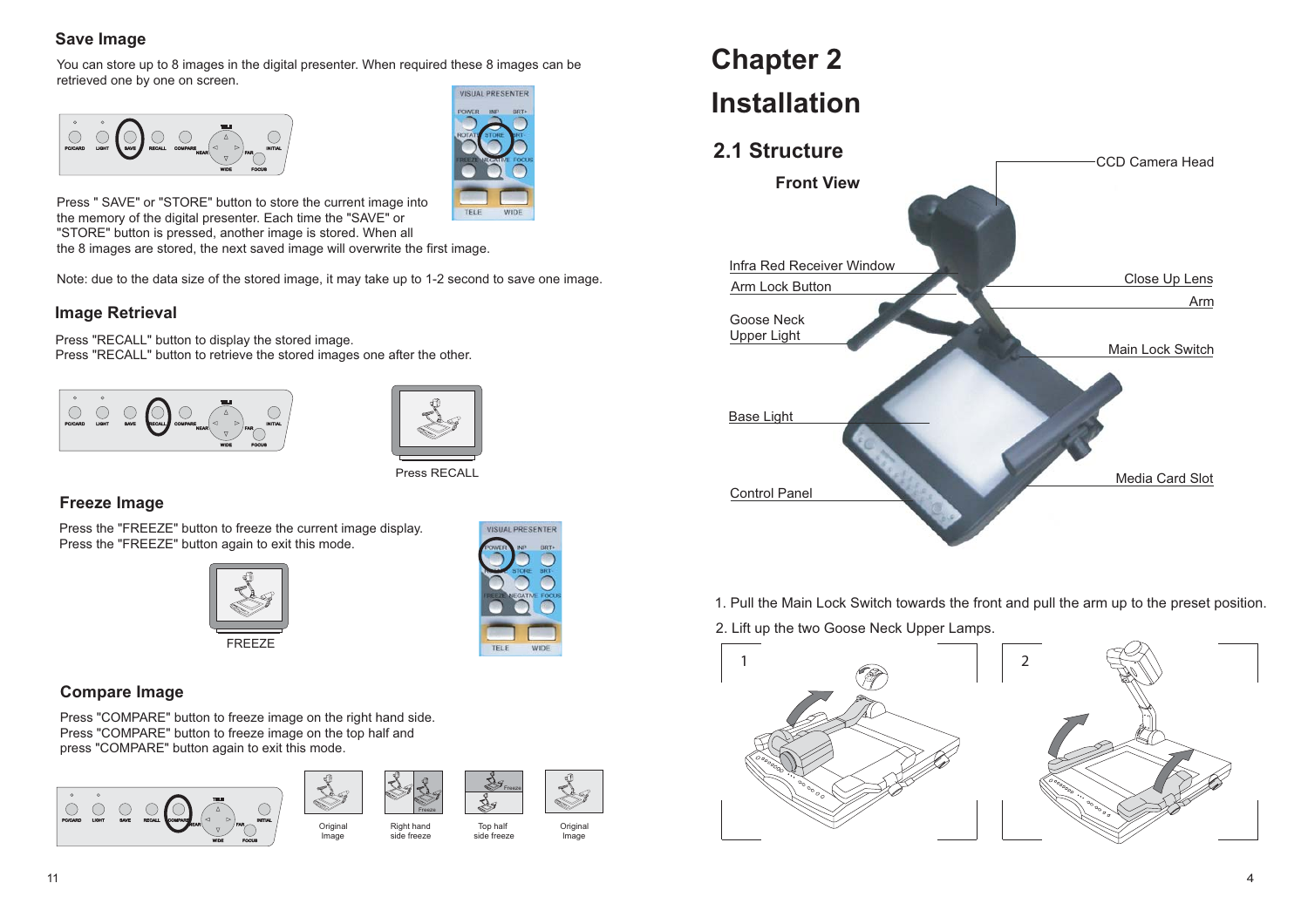## Save Image

You can store up to 8 images in the digital presenter. When required these 8 images can be retrieved one by one on screen.

Press " SAVE" or "STORE" button to store the current image into the memory of the digital presenter. Each time the "SAVE" or "STORE" button is pressed, another image is stored. When all the 8 images are stored, the next saved image will overwrite the first image.

Note: due to the data size of the stored image, it may take up to 1-2 second to save one image.

## Image Retrieval

Press "RECALL" button to display the stored image.
Press "RECALL" button to retrieve the stored images one after the other.

Press RECALL

## Freeze Image

Press the "FREEZE" button to freeze the current image display.
Press the "FREEZE" button again to exit this mode.

FREEZE

## Compare Image

Press "COMPARE" button to freeze image on the right hand side.
Press "COMPARE" button to freeze image on the top half and press "COMPARE" button again to exit this mode.

Original Image — Right hand side freeze — Top half side freeze — Original Image

# Chapter 2

# Installation

## 2.1 Structure

### Front View

CCD Camera Head, Infra Red Receiver Window, Arm Lock Button, Close Up Lens, Arm, Goose Neck Upper Light, Main Lock Switch, Base Light, Media Card Slot, Control Panel

1. Pull the Main Lock Switch towards the front and pull the arm up to the preset position.
2. Lift up the two Goose Neck Upper Lamps.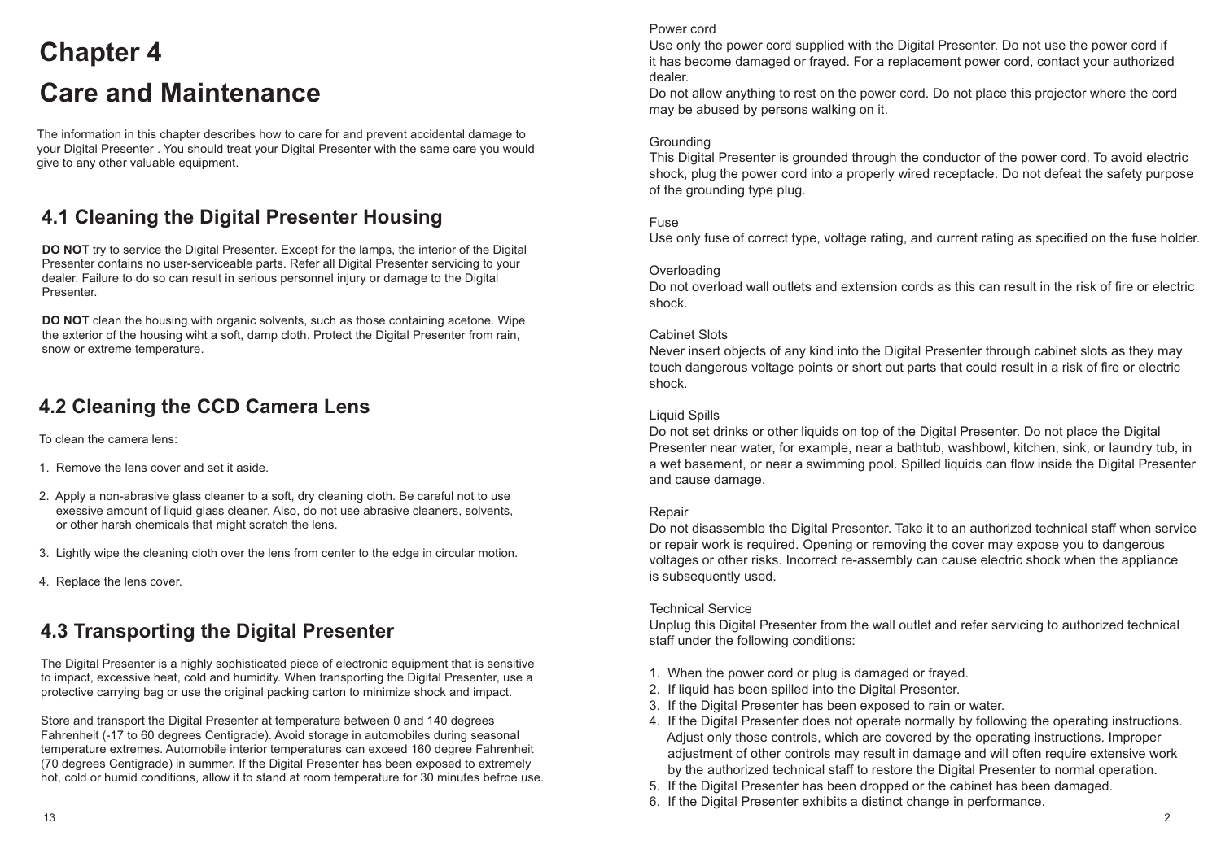# Chapter 4

# Care and Maintenance

The information in this chapter describes how to care for and prevent accidental damage to your Digital Presenter . You should treat your Digital Presenter with the same care you would give to any other valuable equipment.

## 4.1 Cleaning the Digital Presenter Housing

**DO NOT** try to service the Digital Presenter. Except for the lamps, the interior of the Digital Presenter contains no user-serviceable parts. Refer all Digital Presenter servicing to your dealer. Failure to do so can result in serious personnel injury or damage to the Digital Presenter.

**DO NOT** clean the housing with organic solvents, such as those containing acetone. Wipe the exterior of the housing wiht a soft, damp cloth. Protect the Digital Presenter from rain, snow or extreme temperature.

## 4.2 Cleaning the CCD Camera Lens

To clean the camera lens:

1. Remove the lens cover and set it aside.
2. Apply a non-abrasive glass cleaner to a soft, dry cleaning cloth. Be careful not to use exessive amount of liquid glass cleaner. Also, do not use abrasive cleaners, solvents, or other harsh chemicals that might scratch the lens.
3. Lightly wipe the cleaning cloth over the lens from center to the edge in circular motion.
4. Replace the lens cover.

## 4.3 Transporting the Digital Presenter

The Digital Presenter is a highly sophisticated piece of electronic equipment that is sensitive to impact, excessive heat, cold and humidity. When transporting the Digital Presenter, use a protective carrying bag or use the original packing carton to minimize shock and impact.

Store and transport the Digital Presenter at temperature between 0 and 140 degrees Fahrenheit (-17 to 60 degrees Centigrade). Avoid storage in automobiles during seasonal temperature extremes. Automobile interior temperatures can exceed 160 degree Fahrenheit (70 degrees Centigrade) in summer. If the Digital Presenter has been exposed to extremely hot, cold or humid conditions, allow it to stand at room temperature for 30 minutes befroe use.

Power cord
Use only the power cord supplied with the Digital Presenter. Do not use the power cord if it has become damaged or frayed. For a replacement power cord, contact your authorized dealer.
Do not allow anything to rest on the power cord. Do not place this projector where the cord may be abused by persons walking on it.

Grounding
This Digital Presenter is grounded through the conductor of the power cord. To avoid electric shock, plug the power cord into a properly wired receptacle. Do not defeat the safety purpose of the grounding type plug.

Fuse
Use only fuse of correct type, voltage rating, and current rating as specified on the fuse holder.

Overloading
Do not overload wall outlets and extension cords as this can result in the risk of fire or electric shock.

Cabinet Slots
Never insert objects of any kind into the Digital Presenter through cabinet slots as they may touch dangerous voltage points or short out parts that could result in a risk of fire or electric shock.

Liquid Spills
Do not set drinks or other liquids on top of the Digital Presenter. Do not place the Digital Presenter near water, for example, near a bathtub, washbowl, kitchen, sink, or laundry tub, in a wet basement, or near a swimming pool. Spilled liquids can flow inside the Digital Presenter and cause damage.

Repair
Do not disassemble the Digital Presenter. Take it to an authorized technical staff when service or repair work is required. Opening or removing the cover may expose you to dangerous voltages or other risks. Incorrect re-assembly can cause electric shock when the appliance is subsequently used.

Technical Service
Unplug this Digital Presenter from the wall outlet and refer servicing to authorized technical staff under the following conditions:

1. When the power cord or plug is damaged or frayed.
2. If liquid has been spilled into the Digital Presenter.
3. If the Digital Presenter has been exposed to rain or water.
4. If the Digital Presenter does not operate normally by following the operating instructions. Adjust only those controls, which are covered by the operating instructions. Improper adjustment of other controls may result in damage and will often require extensive work by the authorized technical staff to restore the Digital Presenter to normal operation.
5. If the Digital Presenter has been dropped or the cabinet has been damaged.
6. If the Digital Presenter exhibits a distinct change in performance.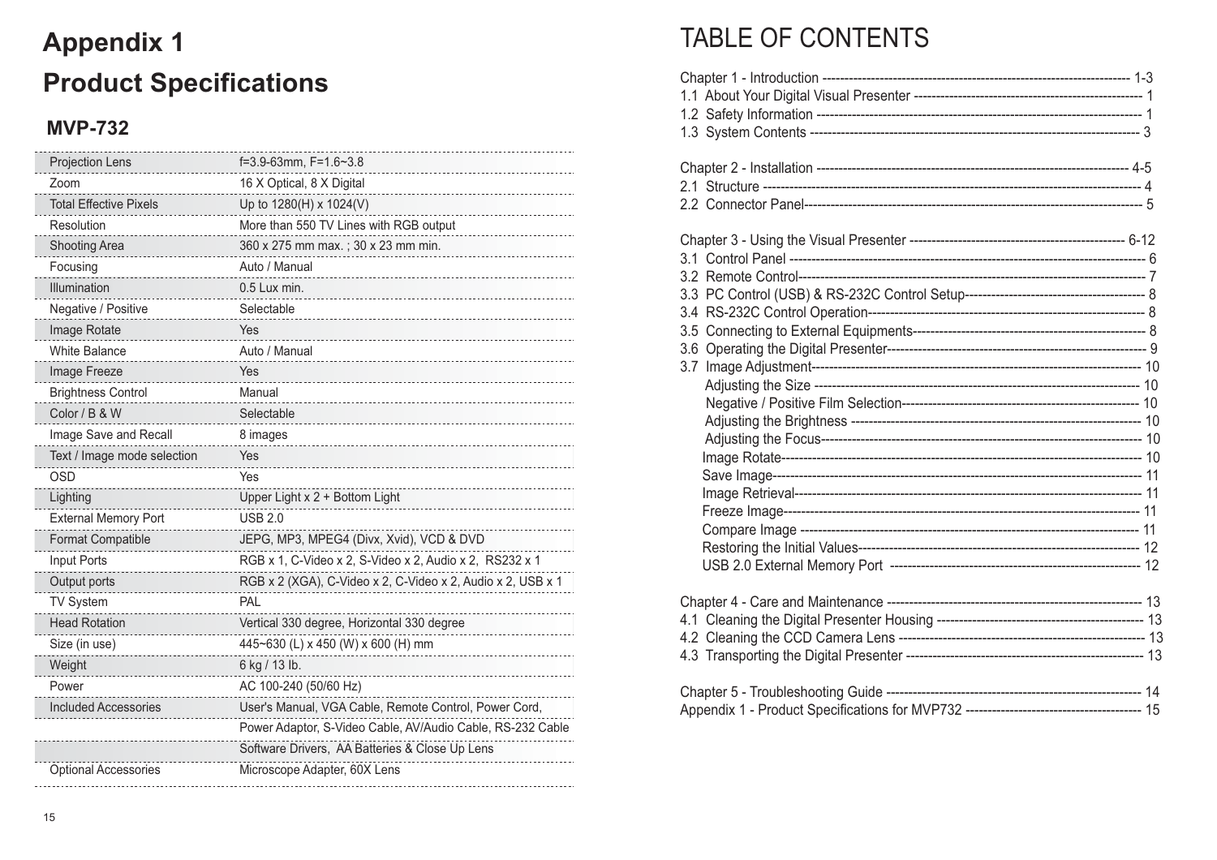# Appendix 1

# Product Specifications

## MVP-732

| | |
|---|---|
| Projection Lens | f=3.9-63mm, F=1.6~3.8 |
| Zoom | 16 X Optical, 8 X Digital |
| Total Effective Pixels | Up to 1280(H) x 1024(V) |
| Resolution | More than 550 TV Lines with RGB output |
| Shooting Area | 360 x 275 mm max. ; 30 x 23 mm min. |
| Focusing | Auto / Manual |
| Illumination | 0.5 Lux min. |
| Negative / Positive | Selectable |
| Image Rotate | Yes |
| White Balance | Auto / Manual |
| Image Freeze | Yes |
| Brightness Control | Manual |
| Color / B & W | Selectable |
| Image Save and Recall | 8 images |
| Text / Image mode selection | Yes |
| OSD | Yes |
| Lighting | Upper Light x 2 + Bottom Light |
| External Memory Port | USB 2.0 |
| Format Compatible | JEPG, MP3, MPEG4 (Divx, Xvid), VCD & DVD |
| Input Ports | RGB x 1, C-Video x 2, S-Video x 2, Audio x 2, RS232 x 1 |
| Output ports | RGB x 2 (XGA), C-Video x 2, C-Video x 2, Audio x 2, USB x 1 |
| TV System | PAL |
| Head Rotation | Vertical 330 degree, Horizontal 330 degree |
| Size (in use) | 445~630 (L) x 450 (W) x 600 (H) mm |
| Weight | 6 kg / 13 lb. |
| Power | AC 100-240 (50/60 Hz) |
| Included Accessories | User's Manual, VGA Cable, Remote Control, Power Cord, |
| | Power Adaptor, S-Video Cable, AV/Audio Cable, RS-232 Cable |
| | Software Drivers, AA Batteries & Close Up Lens |
| Optional Accessories | Microscope Adapter, 60X Lens |

# TABLE OF CONTENTS

Chapter 1 - Introduction ---------------------------------------------------------------------- 1-3
1.1 About Your Digital Visual Presenter ---------------------------------------------------- 1
1.2 Safety Information ------------------------------------------------------------------------ 1
1.3 System Contents -------------------------------------------------------------------------- 3

Chapter 2 - Installation ---------------------------------------------------------------------- 4-5
2.1 Structure ------------------------------------------------------------------------------------ 4
2.2 Connector Panel--------------------------------------------------------------------------- 5

Chapter 3 - Using the Visual Presenter ------------------------------------------------- 6-12
3.1 Control Panel ------------------------------------------------------------------------------- 6
3.2 Remote Control----------------------------------------------------------------------------- 7
3.3 PC Control (USB) & RS-232C Control Setup----------------------------------------- 8
3.4 RS-232C Control Operation-------------------------------------------------------------- 8
3.5 Connecting to External Equipments---------------------------------------------------- 8
3.6 Operating the Digital Presenter---------------------------------------------------------- 9
3.7 Image Adjustment------------------------------------------------------------------------- 10
Adjusting the Size ------------------------------------------------------------------------- 10
Negative / Positive Film Selection------------------------------------------------------ 10
Adjusting the Brightness ----------------------------------------------------------------- 10
Adjusting the Focus----------------------------------------------------------------------- 10
Image Rotate-------------------------------------------------------------------------------- 10
Save Image---------------------------------------------------------------------------------- 11
Image Retrieval----------------------------------------------------------------------------- 11
Freeze Image-------------------------------------------------------------------------------- 11
Compare Image ---------------------------------------------------------------------------- 11
Restoring the Initial Values--------------------------------------------------------------- 12
USB 2.0 External Memory Port -------------------------------------------------------- 12

Chapter 4 - Care and Maintenance ------------------------------------------------------- 13
4.1 Cleaning the Digital Presenter Housing ----------------------------------------------- 13
4.2 Cleaning the CCD Camera Lens -------------------------------------------------------- 13
4.3 Transporting the Digital Presenter ------------------------------------------------------ 13

Chapter 5 - Troubleshooting Guide ------------------------------------------------------- 14
Appendix 1 - Product Specifications for MVP732 --------------------------------------- 15